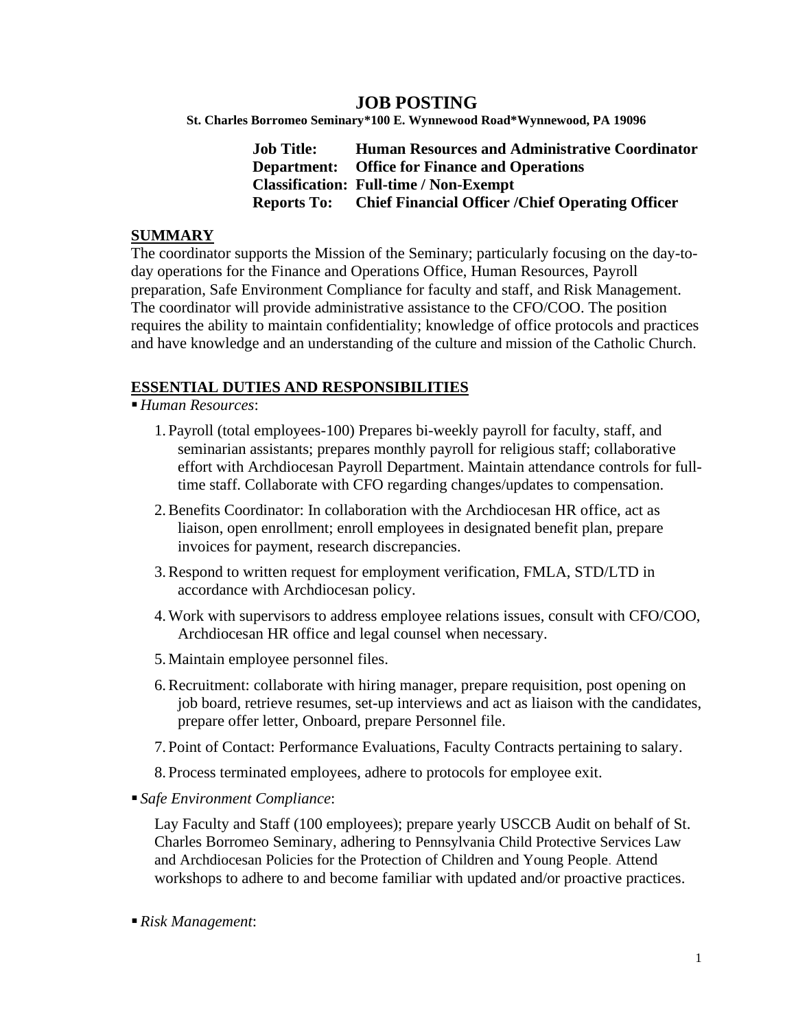# JOB POSTING

**St. Charles Borromeo Seminary*100 E. Wynnewood Road*Wynnewood, PA 19096**

**Job Title:** **Human Resources and Administrative Coordinator**
**Department:** **Office for Finance and Operations**
**Classification:** **Full-time / Non-Exempt**
**Reports To:** **Chief Financial Officer /Chief Operating Officer**

## SUMMARY

The coordinator supports the Mission of the Seminary; particularly focusing on the day-to-day operations for the Finance and Operations Office, Human Resources, Payroll preparation, Safe Environment Compliance for faculty and staff, and Risk Management. The coordinator will provide administrative assistance to the CFO/COO. The position requires the ability to maintain confidentiality; knowledge of office protocols and practices and have knowledge and an understanding of the culture and mission of the Catholic Church.

## ESSENTIAL DUTIES AND RESPONSIBILITIES

- *Human Resources*:

  1. Payroll (total employees-100) Prepares bi-weekly payroll for faculty, staff, and seminarian assistants; prepares monthly payroll for religious staff; collaborative effort with Archdiocesan Payroll Department. Maintain attendance controls for full-time staff. Collaborate with CFO regarding changes/updates to compensation.
  2. Benefits Coordinator: In collaboration with the Archdiocesan HR office, act as liaison, open enrollment; enroll employees in designated benefit plan, prepare invoices for payment, research discrepancies.
  3. Respond to written request for employment verification, FMLA, STD/LTD in accordance with Archdiocesan policy.
  4. Work with supervisors to address employee relations issues, consult with CFO/COO, Archdiocesan HR office and legal counsel when necessary.
  5. Maintain employee personnel files.
  6. Recruitment: collaborate with hiring manager, prepare requisition, post opening on job board, retrieve resumes, set-up interviews and act as liaison with the candidates, prepare offer letter, Onboard, prepare Personnel file.
  7. Point of Contact: Performance Evaluations, Faculty Contracts pertaining to salary.
  8. Process terminated employees, adhere to protocols for employee exit.

- *Safe Environment Compliance*:

  Lay Faculty and Staff (100 employees); prepare yearly USCCB Audit on behalf of St. Charles Borromeo Seminary, adhering to Pennsylvania Child Protective Services Law and Archdiocesan Policies for the Protection of Children and Young People. Attend workshops to adhere to and become familiar with updated and/or proactive practices.

- *Risk Management*: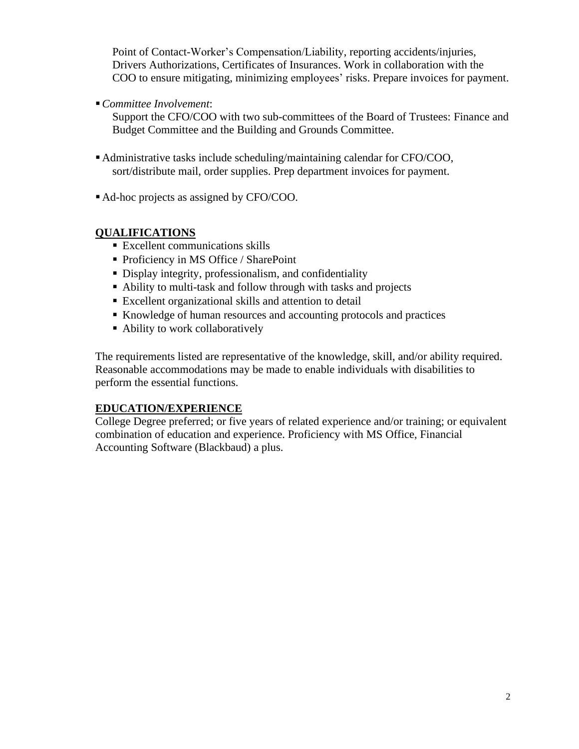Point of Contact-Worker's Compensation/Liability, reporting accidents/injuries, Drivers Authorizations, Certificates of Insurances. Work in collaboration with the COO to ensure mitigating, minimizing employees' risks. Prepare invoices for payment.

- *Committee Involvement*:
  Support the CFO/COO with two sub-committees of the Board of Trustees: Finance and Budget Committee and the Building and Grounds Committee.

- Administrative tasks include scheduling/maintaining calendar for CFO/COO, sort/distribute mail, order supplies. Prep department invoices for payment.

- Ad-hoc projects as assigned by CFO/COO.

## QUALIFICATIONS

- Excellent communications skills
- Proficiency in MS Office / SharePoint
- Display integrity, professionalism, and confidentiality
- Ability to multi-task and follow through with tasks and projects
- Excellent organizational skills and attention to detail
- Knowledge of human resources and accounting protocols and practices
- Ability to work collaboratively

The requirements listed are representative of the knowledge, skill, and/or ability required. Reasonable accommodations may be made to enable individuals with disabilities to perform the essential functions.

## EDUCATION/EXPERIENCE

College Degree preferred; or five years of related experience and/or training; or equivalent combination of education and experience. Proficiency with MS Office, Financial Accounting Software (Blackbaud) a plus.